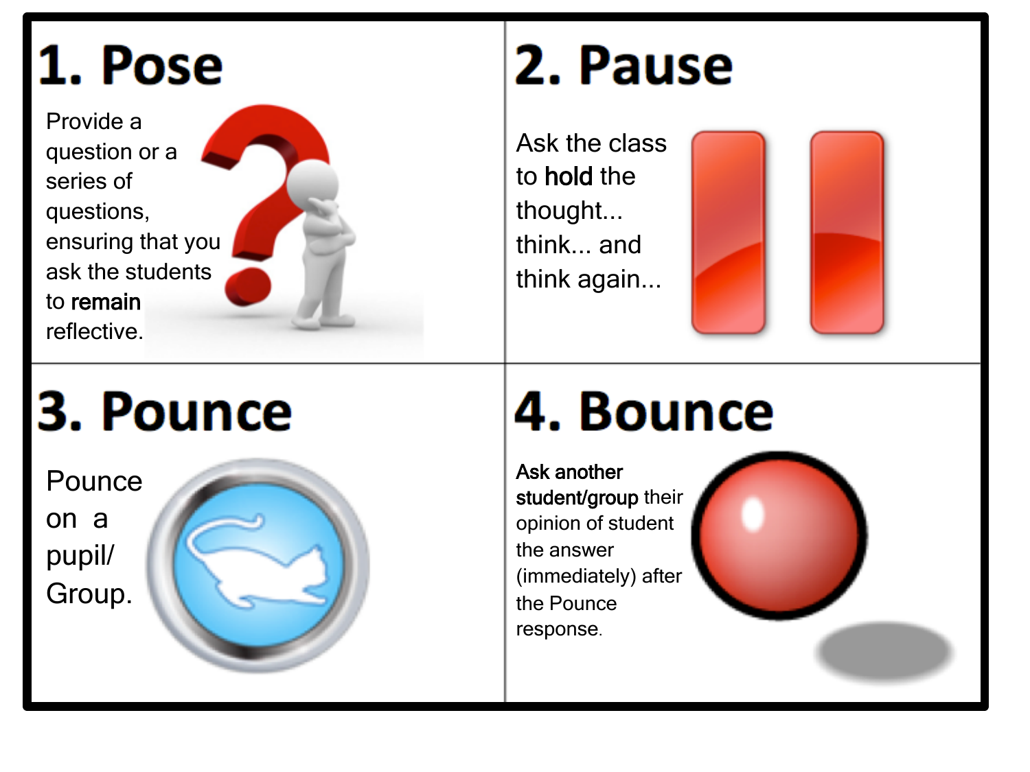## 1. Pose

Provide a question or a series of questions, ensuring that you ask the students to **remain** reflective.

## 2. Pause

Ask the class to **hold** the thought... think... and think again...

## 3. Pounce

Pounce on a pupil/ Group.

## 4. Bounce

**Ask another student/group** their opinion of student the answer (immediately) after the Pounce response.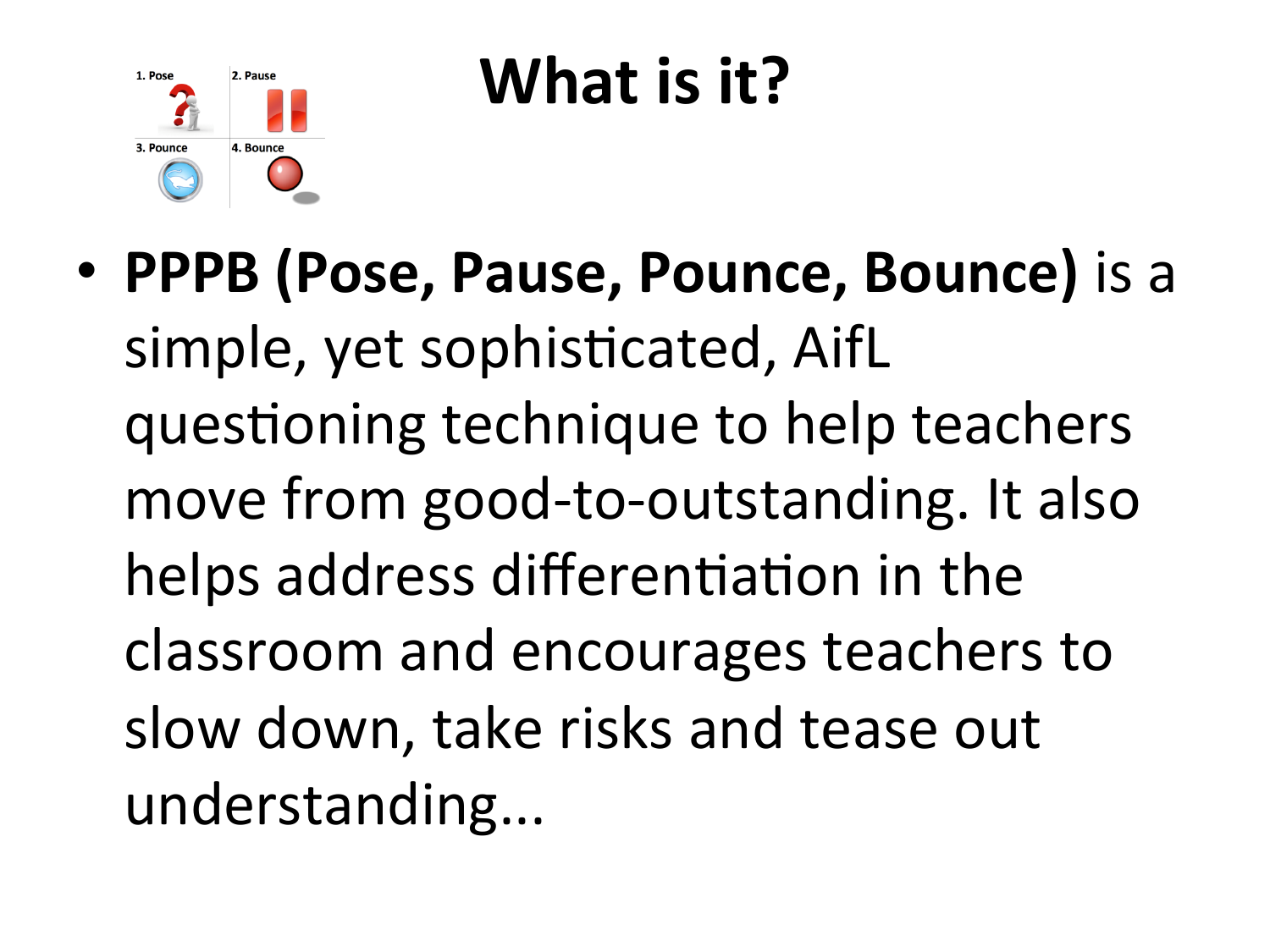# What is it?

- **PPPB (Pose, Pause, Pounce, Bounce)** is a simple, yet sophisticated, AifL questioning technique to help teachers move from good-to-outstanding. It also helps address differentiation in the classroom and encourages teachers to slow down, take risks and tease out understanding...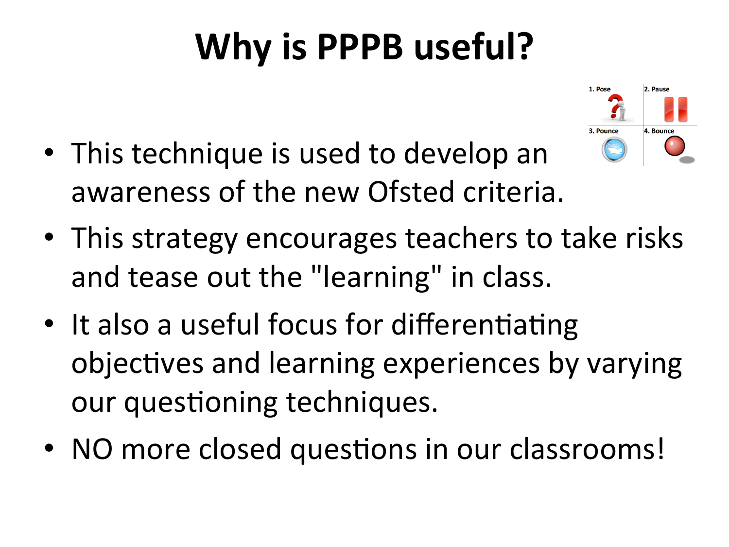# Why is PPPB useful?

1. Pose
2. Pause
3. Pounce
4. Bounce

- This technique is used to develop an awareness of the new Ofsted criteria.
- This strategy encourages teachers to take risks and tease out the "learning" in class.
- It also a useful focus for differentiating objectives and learning experiences by varying our questioning techniques.
- NO more closed questions in our classrooms!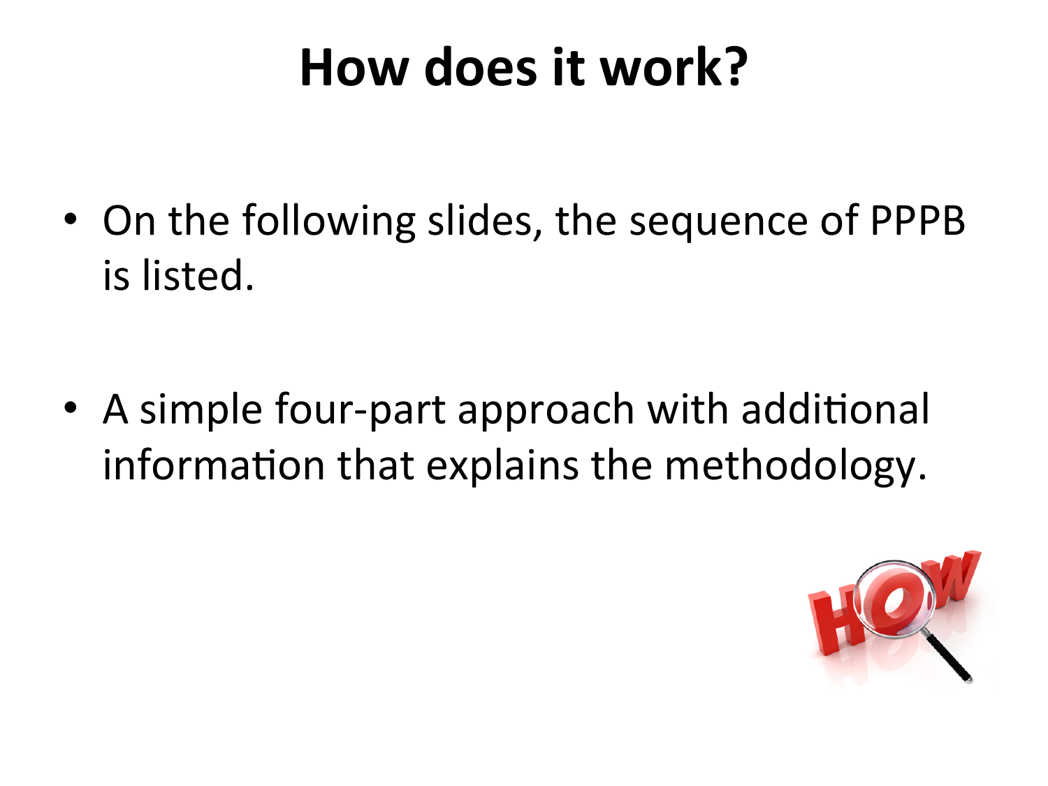# How does it work?

- On the following slides, the sequence of PPPB is listed.
- A simple four-part approach with additional information that explains the methodology.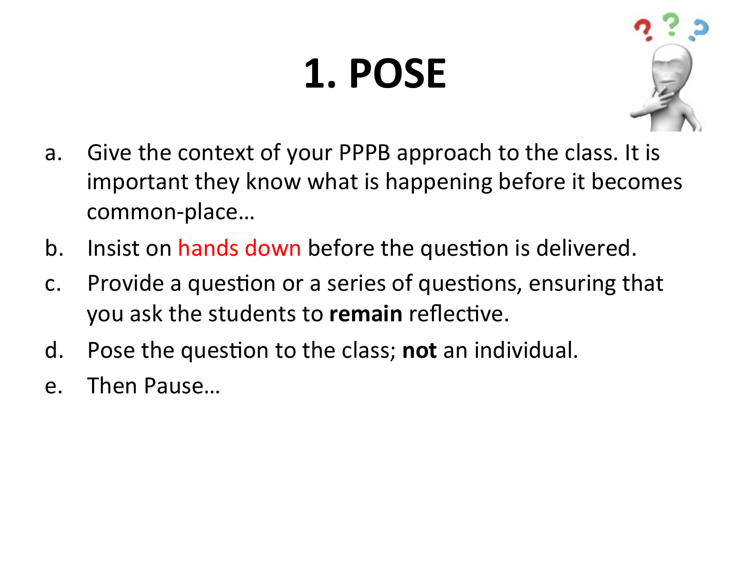# 1. POSE

a. Give the context of your PPPB approach to the class. It is important they know what is happening before it becomes common-place…
b. Insist on hands down before the question is delivered.
c. Provide a question or a series of questions, ensuring that you ask the students to **remain** reflective.
d. Pose the question to the class; **not** an individual.
e. Then Pause…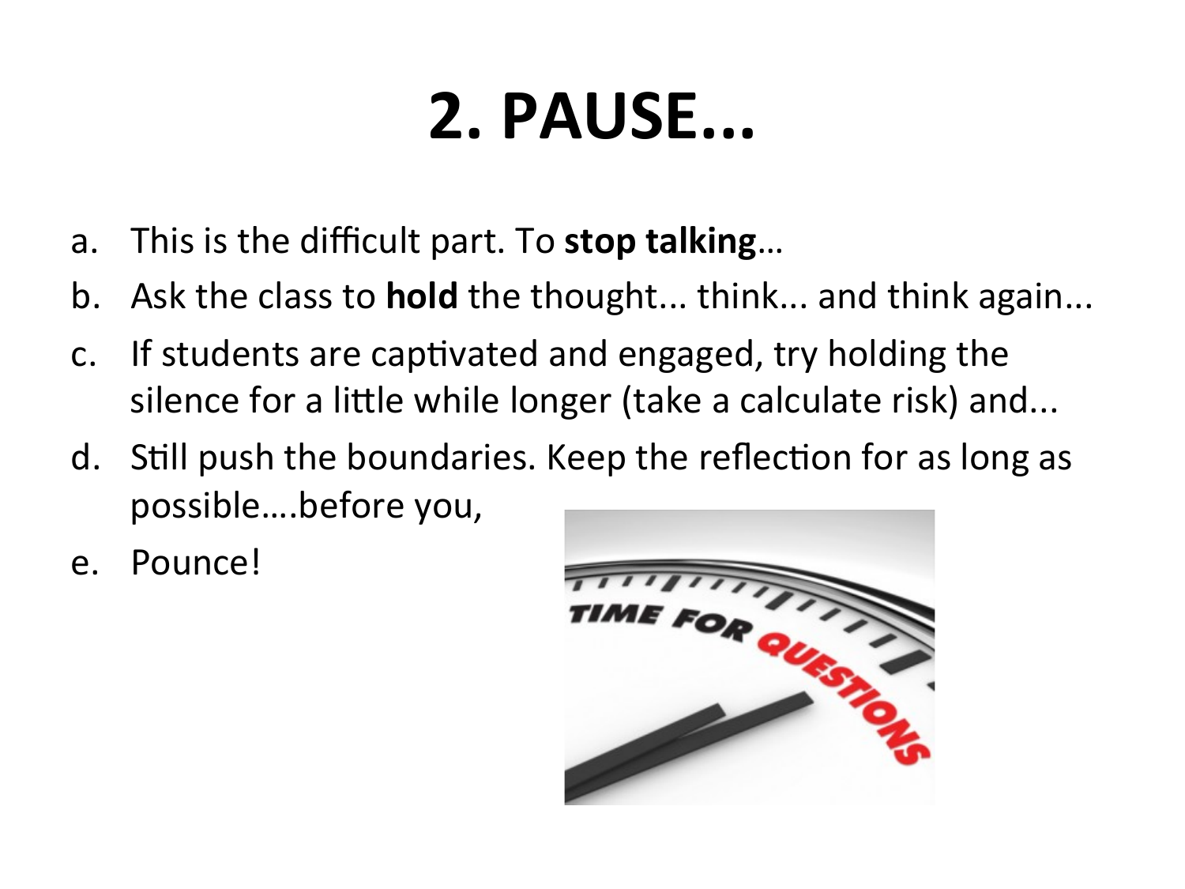# 2. PAUSE...

a. This is the difficult part. To **stop talking**…
b. Ask the class to **hold** the thought... think... and think again...
c. If students are captivated and engaged, try holding the silence for a little while longer (take a calculate risk) and...
d. Still push the boundaries. Keep the reflection for as long as possible….before you,
e. Pounce!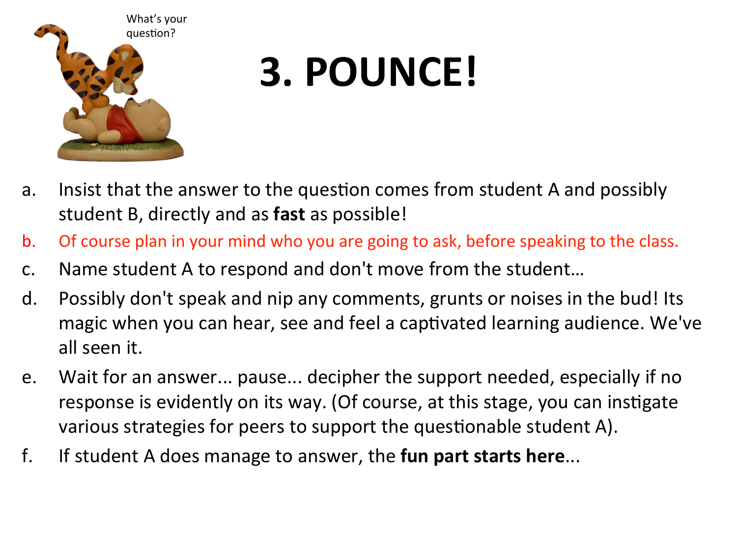What's your question?

# 3. POUNCE!

a. Insist that the answer to the question comes from student A and possibly student B, directly and as **fast** as possible!

b. Of course plan in your mind who you are going to ask, before speaking to the class.

c. Name student A to respond and don't move from the student…

d. Possibly don't speak and nip any comments, grunts or noises in the bud! Its magic when you can hear, see and feel a captivated learning audience. We've all seen it.

e. Wait for an answer... pause... decipher the support needed, especially if no response is evidently on its way. (Of course, at this stage, you can instigate various strategies for peers to support the questionable student A).

f. If student A does manage to answer, the **fun part starts here**...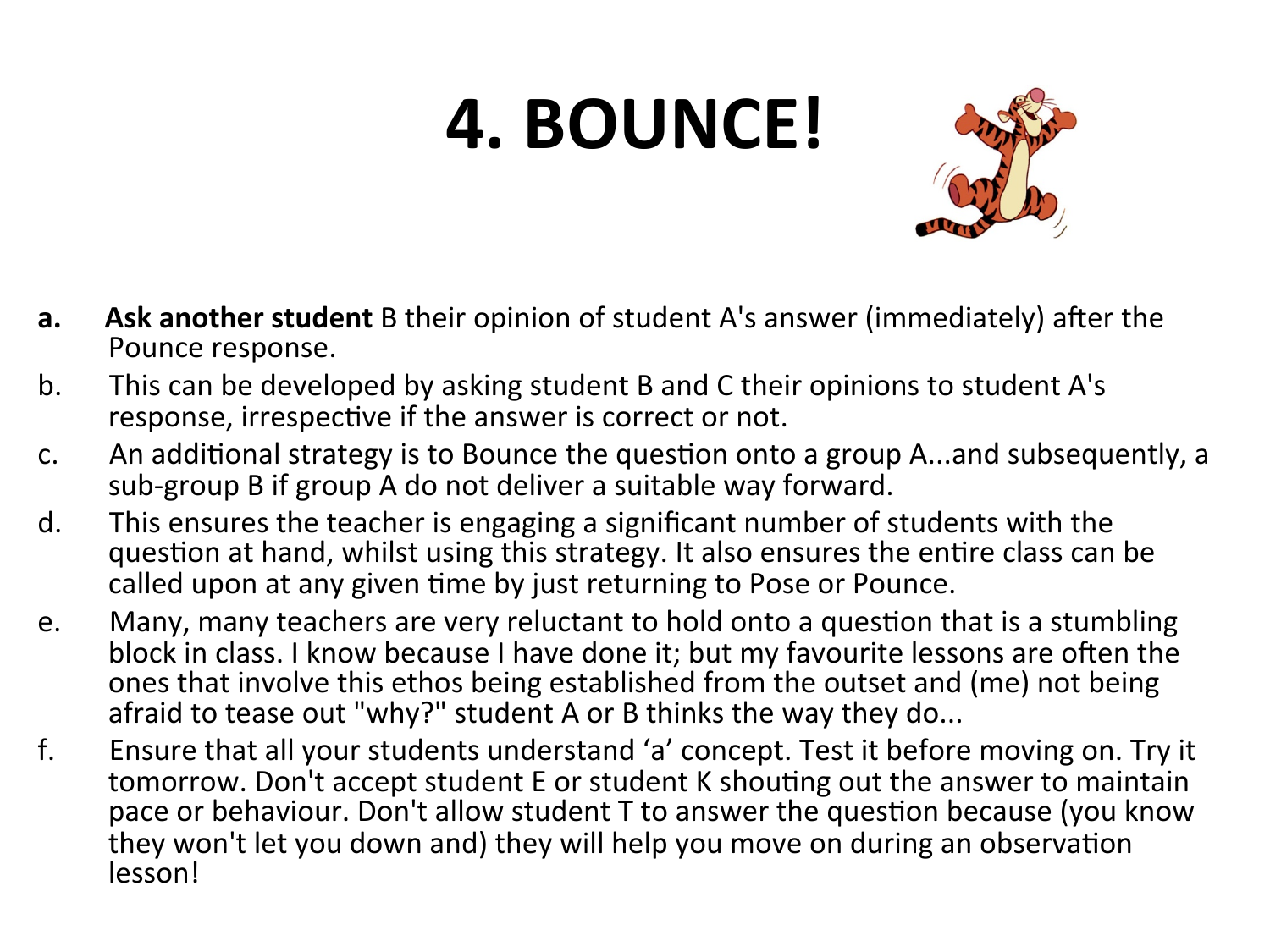# 4. BOUNCE!

a. **Ask another student** B their opinion of student A's answer (immediately) after the Pounce response.

b. This can be developed by asking student B and C their opinions to student A's response, irrespective if the answer is correct or not.

c. An additional strategy is to Bounce the question onto a group A...and subsequently, a sub-group B if group A do not deliver a suitable way forward.

d. This ensures the teacher is engaging a significant number of students with the question at hand, whilst using this strategy. It also ensures the entire class can be called upon at any given time by just returning to Pose or Pounce.

e. Many, many teachers are very reluctant to hold onto a question that is a stumbling block in class. I know because I have done it; but my favourite lessons are often the ones that involve this ethos being established from the outset and (me) not being afraid to tease out "why?" student A or B thinks the way they do...

f. Ensure that all your students understand 'a' concept. Test it before moving on. Try it tomorrow. Don't accept student E or student K shouting out the answer to maintain pace or behaviour. Don't allow student T to answer the question because (you know they won't let you down and) they will help you move on during an observation lesson!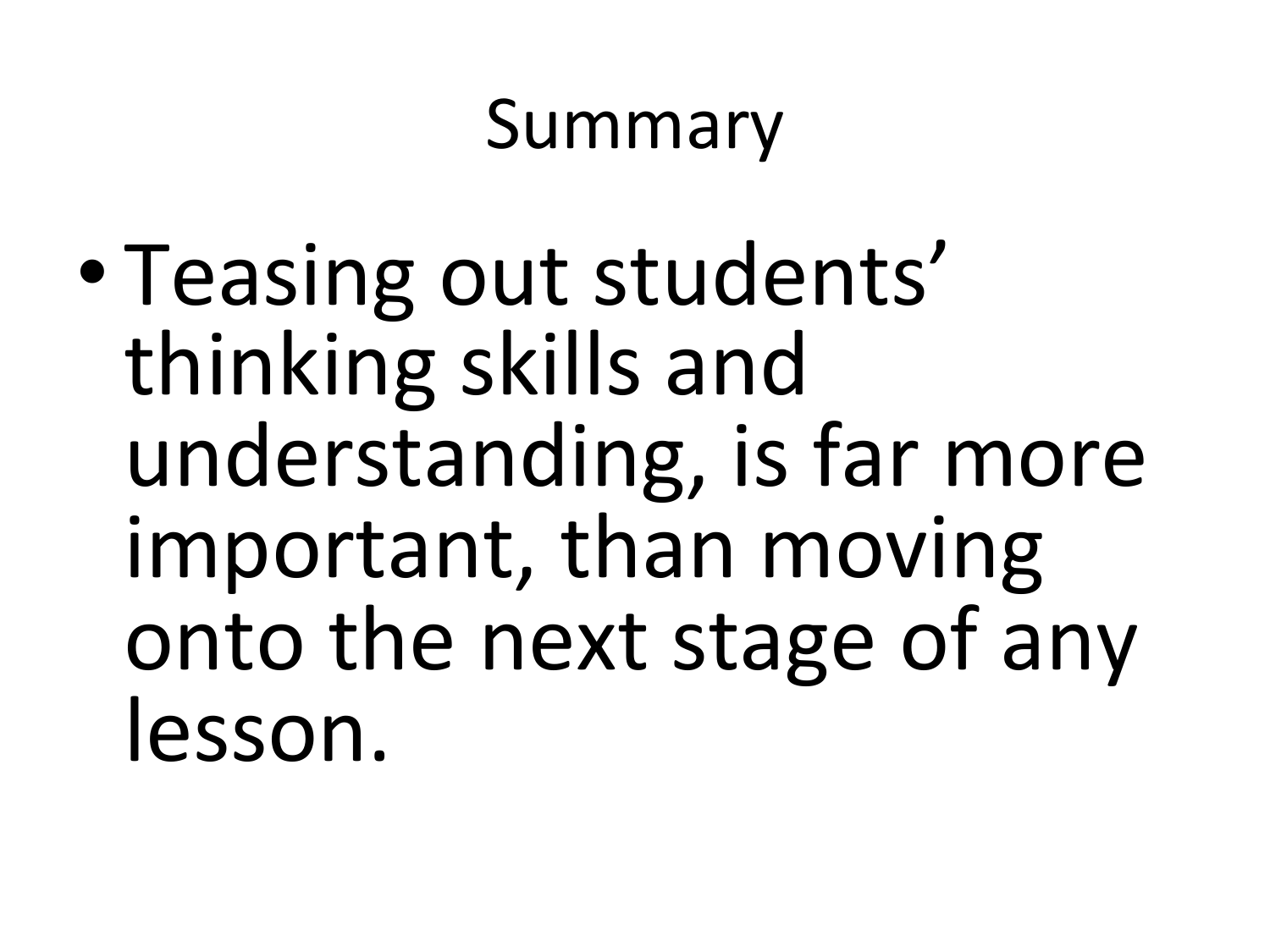# Summary

- Teasing out students' thinking skills and understanding, is far more important, than moving onto the next stage of any lesson.